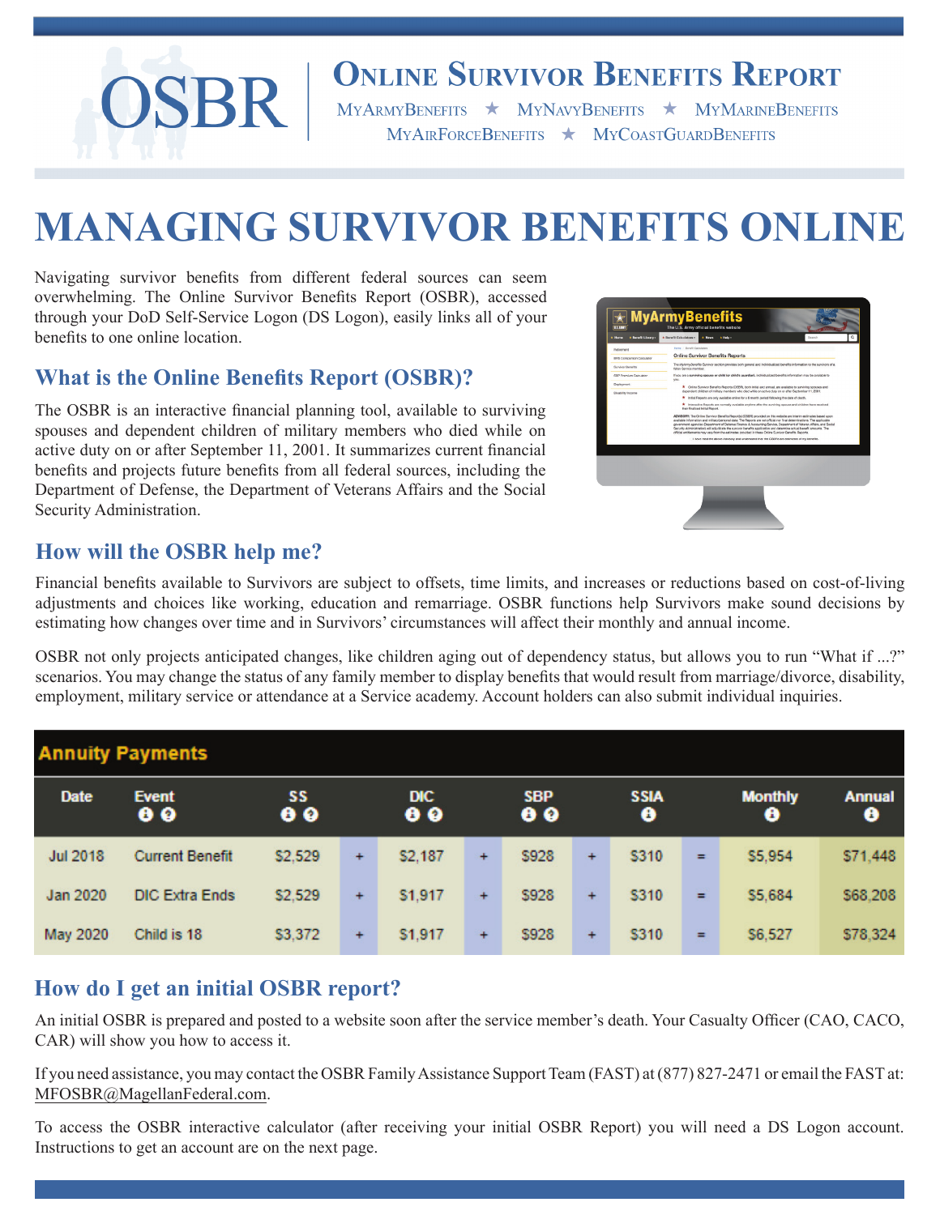# OSBR | Online Survivor Benefits Report

MyArmyBenefits ★ MyNavyBenefits ★ MyMarineBenefits
MyAirForceBenefits ★ MyCoastGuardBenefits

# MANAGING SURVIVOR BENEFITS ONLINE

Navigating survivor benefits from different federal sources can seem overwhelming. The Online Survivor Benefits Report (OSBR), accessed through your DoD Self-Service Logon (DS Logon), easily links all of your benefits to one online location.

## What is the Online Benefits Report (OSBR)?

The OSBR is an interactive financial planning tool, available to surviving spouses and dependent children of military members who died while on active duty on or after September 11, 2001. It summarizes current financial benefits and projects future benefits from all federal sources, including the Department of Defense, the Department of Veterans Affairs and the Social Security Administration.

## How will the OSBR help me?

Financial benefits available to Survivors are subject to offsets, time limits, and increases or reductions based on cost-of-living adjustments and choices like working, education and remarriage. OSBR functions help Survivors make sound decisions by estimating how changes over time and in Survivors' circumstances will affect their monthly and annual income.

OSBR not only projects anticipated changes, like children aging out of dependency status, but allows you to run "What if ...?" scenarios. You may change the status of any family member to display benefits that would result from marriage/divorce, disability, employment, military service or attendance at a Service academy. Account holders can also submit individual inquiries.

**Annuity Payments**

| Date | Event | SS | | DIC | | SBP | | SSIA | | Monthly | Annual |
|---|---|---|---|---|---|---|---|---|---|---|---|
| Jul 2018 | Current Benefit | $2,529 | + | $2,187 | + | $928 | + | $310 | = | $5,954 | $71,448 |
| Jan 2020 | DIC Extra Ends | $2,529 | + | $1,917 | + | $928 | + | $310 | = | $5,684 | $68,208 |
| May 2020 | Child is 18 | $3,372 | + | $1,917 | + | $928 | + | $310 | = | $6,527 | $78,324 |

## How do I get an initial OSBR report?

An initial OSBR is prepared and posted to a website soon after the service member's death. Your Casualty Officer (CAO, CACO, CAR) will show you how to access it.

If you need assistance, you may contact the OSBR Family Assistance Support Team (FAST) at (877) 827-2471 or email the FAST at: MFOSBR@MagellanFederal.com.

To access the OSBR interactive calculator (after receiving your initial OSBR Report) you will need a DS Logon account. Instructions to get an account are on the next page.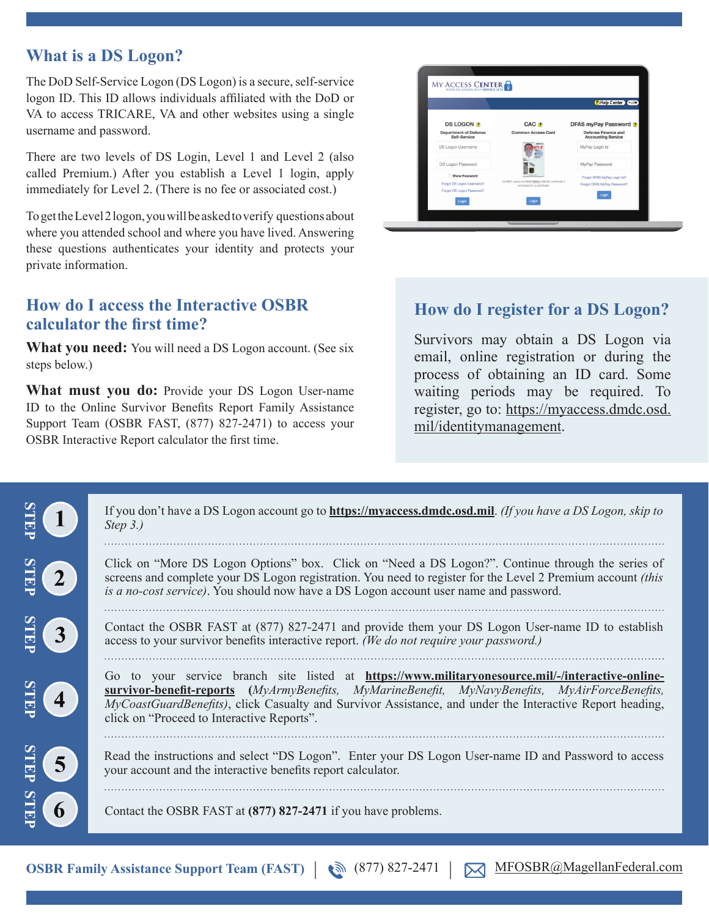## What is a DS Logon?

The DoD Self-Service Logon (DS Logon) is a secure, self-service logon ID. This ID allows individuals affiliated with the DoD or VA to access TRICARE, VA and other websites using a single username and password.

There are two levels of DS Login, Level 1 and Level 2 (also called Premium.) After you establish a Level 1 login, apply immediately for Level 2. (There is no fee or associated cost.)

To get the Level 2 logon, you will be asked to verify questions about where you attended school and where you have lived. Answering these questions authenticates your identity and protects your private information.

## How do I access the Interactive OSBR calculator the first time?

**What you need:** You will need a DS Logon account. (See six steps below.)

**What must you do:** Provide your DS Logon User-name ID to the Online Survivor Benefits Report Family Assistance Support Team (OSBR FAST, (877) 827-2471) to access your OSBR Interactive Report calculator the first time.

## How do I register for a DS Logon?

Survivors may obtain a DS Logon via email, online registration or during the process of obtaining an ID card. Some waiting periods may be required. To register, go to: https://myaccess.dmdc.osd.mil/identitymanagement.

**STEP 1** If you don't have a DS Logon account go to **https://myaccess.dmdc.osd.mil**. *(If you have a DS Logon, skip to Step 3.)*

**STEP 2** Click on "More DS Logon Options" box. Click on "Need a DS Logon?". Continue through the series of screens and complete your DS Logon registration. You need to register for the Level 2 Premium account *(this is a no-cost service)*. You should now have a DS Logon account user name and password.

**STEP 3** Contact the OSBR FAST at (877) 827-2471 and provide them your DS Logon User-name ID to establish access to your survivor benefits interactive report. *(We do not require your password.)*

**STEP 4** Go to your service branch site listed at **https://www.militaryonesource.mil/-/interactive-online-survivor-benefit-reports** *(MyArmyBenefits, MyMarineBenefit, MyNavyBenefits, MyAirForceBenefits, MyCoastGuardBenefits)*, click Casualty and Survivor Assistance, and under the Interactive Report heading, click on "Proceed to Interactive Reports".

**STEP 5** Read the instructions and select "DS Logon". Enter your DS Logon User-name ID and Password to access your account and the interactive benefits report calculator.

**STEP 6** Contact the OSBR FAST at **(877) 827-2471** if you have problems.

**OSBR Family Assistance Support Team (FAST)** | (877) 827-2471 | MFOSBR@MagellanFederal.com